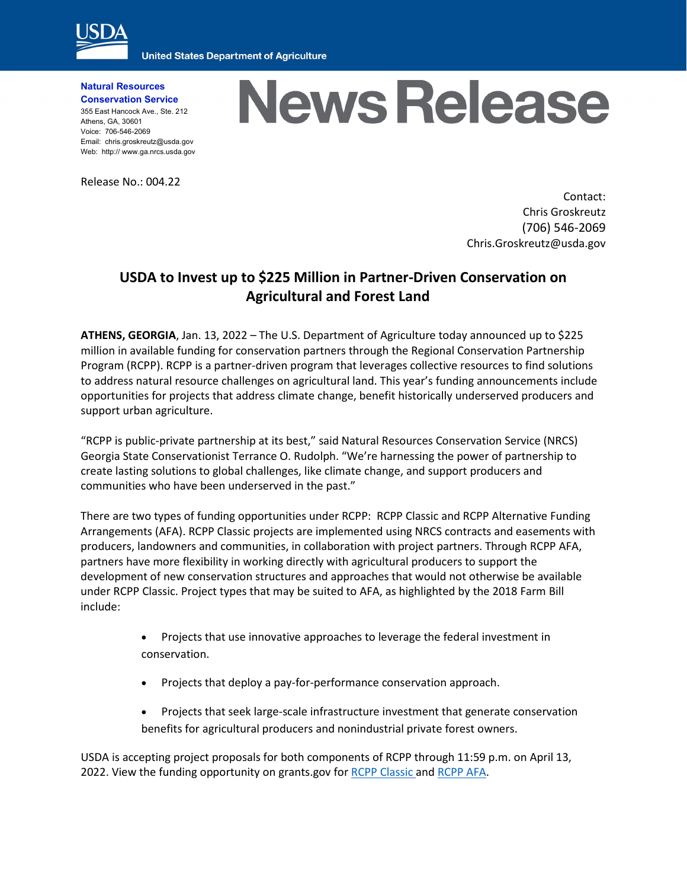USDA
United States Department of Agriculture

**Natural Resources Conservation Service**
355 East Hancock Ave., Ste. 212
Athens, GA, 30601
Voice: 706-546-2069
Email: chris.groskreutz@usda.gov
Web: http:// www.ga.nrcs.usda.gov

# News Release

Release No.: 004.22

Contact:
Chris Groskreutz
(706) 546-2069
Chris.Groskreutz@usda.gov

## USDA to Invest up to $225 Million in Partner-Driven Conservation on Agricultural and Forest Land

**ATHENS, GEORGIA**, Jan. 13, 2022 – The U.S. Department of Agriculture today announced up to $225 million in available funding for conservation partners through the Regional Conservation Partnership Program (RCPP). RCPP is a partner-driven program that leverages collective resources to find solutions to address natural resource challenges on agricultural land. This year's funding announcements include opportunities for projects that address climate change, benefit historically underserved producers and support urban agriculture.

"RCPP is public-private partnership at its best," said Natural Resources Conservation Service (NRCS) Georgia State Conservationist Terrance O. Rudolph. "We're harnessing the power of partnership to create lasting solutions to global challenges, like climate change, and support producers and communities who have been underserved in the past."

There are two types of funding opportunities under RCPP: RCPP Classic and RCPP Alternative Funding Arrangements (AFA). RCPP Classic projects are implemented using NRCS contracts and easements with producers, landowners and communities, in collaboration with project partners. Through RCPP AFA, partners have more flexibility in working directly with agricultural producers to support the development of new conservation structures and approaches that would not otherwise be available under RCPP Classic. Project types that may be suited to AFA, as highlighted by the 2018 Farm Bill include:

- Projects that use innovative approaches to leverage the federal investment in conservation.
- Projects that deploy a pay-for-performance conservation approach.
- Projects that seek large-scale infrastructure investment that generate conservation benefits for agricultural producers and nonindustrial private forest owners.

USDA is accepting project proposals for both components of RCPP through 11:59 p.m. on April 13, 2022. View the funding opportunity on grants.gov for RCPP Classic and RCPP AFA.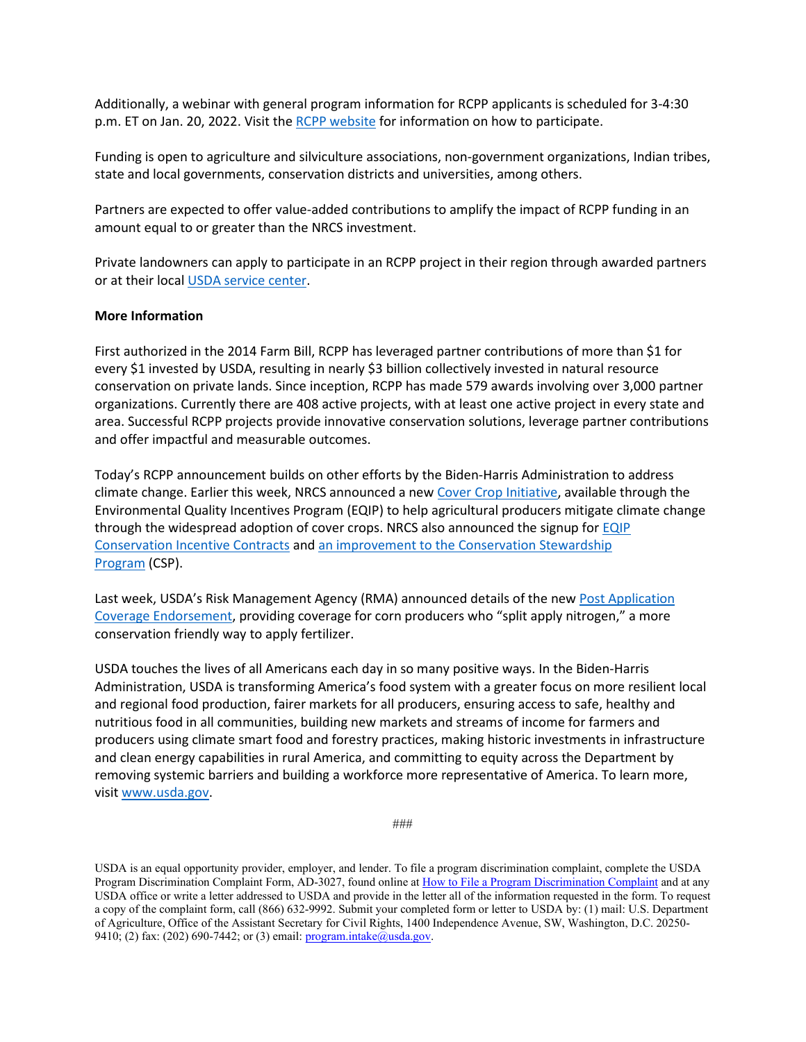Additionally, a webinar with general program information for RCPP applicants is scheduled for 3-4:30 p.m. ET on Jan. 20, 2022. Visit the RCPP website for information on how to participate.

Funding is open to agriculture and silviculture associations, non-government organizations, Indian tribes, state and local governments, conservation districts and universities, among others.

Partners are expected to offer value-added contributions to amplify the impact of RCPP funding in an amount equal to or greater than the NRCS investment.

Private landowners can apply to participate in an RCPP project in their region through awarded partners or at their local USDA service center.

**More Information**

First authorized in the 2014 Farm Bill, RCPP has leveraged partner contributions of more than $1 for every $1 invested by USDA, resulting in nearly $3 billion collectively invested in natural resource conservation on private lands. Since inception, RCPP has made 579 awards involving over 3,000 partner organizations. Currently there are 408 active projects, with at least one active project in every state and area. Successful RCPP projects provide innovative conservation solutions, leverage partner contributions and offer impactful and measurable outcomes.

Today's RCPP announcement builds on other efforts by the Biden-Harris Administration to address climate change. Earlier this week, NRCS announced a new Cover Crop Initiative, available through the Environmental Quality Incentives Program (EQIP) to help agricultural producers mitigate climate change through the widespread adoption of cover crops. NRCS also announced the signup for EQIP Conservation Incentive Contracts and an improvement to the Conservation Stewardship Program (CSP).

Last week, USDA's Risk Management Agency (RMA) announced details of the new Post Application Coverage Endorsement, providing coverage for corn producers who "split apply nitrogen," a more conservation friendly way to apply fertilizer.

USDA touches the lives of all Americans each day in so many positive ways. In the Biden-Harris Administration, USDA is transforming America's food system with a greater focus on more resilient local and regional food production, fairer markets for all producers, ensuring access to safe, healthy and nutritious food in all communities, building new markets and streams of income for farmers and producers using climate smart food and forestry practices, making historic investments in infrastructure and clean energy capabilities in rural America, and committing to equity across the Department by removing systemic barriers and building a workforce more representative of America. To learn more, visit www.usda.gov.

###

USDA is an equal opportunity provider, employer, and lender. To file a program discrimination complaint, complete the USDA Program Discrimination Complaint Form, AD-3027, found online at How to File a Program Discrimination Complaint and at any USDA office or write a letter addressed to USDA and provide in the letter all of the information requested in the form. To request a copy of the complaint form, call (866) 632-9992. Submit your completed form or letter to USDA by: (1) mail: U.S. Department of Agriculture, Office of the Assistant Secretary for Civil Rights, 1400 Independence Avenue, SW, Washington, D.C. 20250-9410; (2) fax: (202) 690-7442; or (3) email: program.intake@usda.gov.